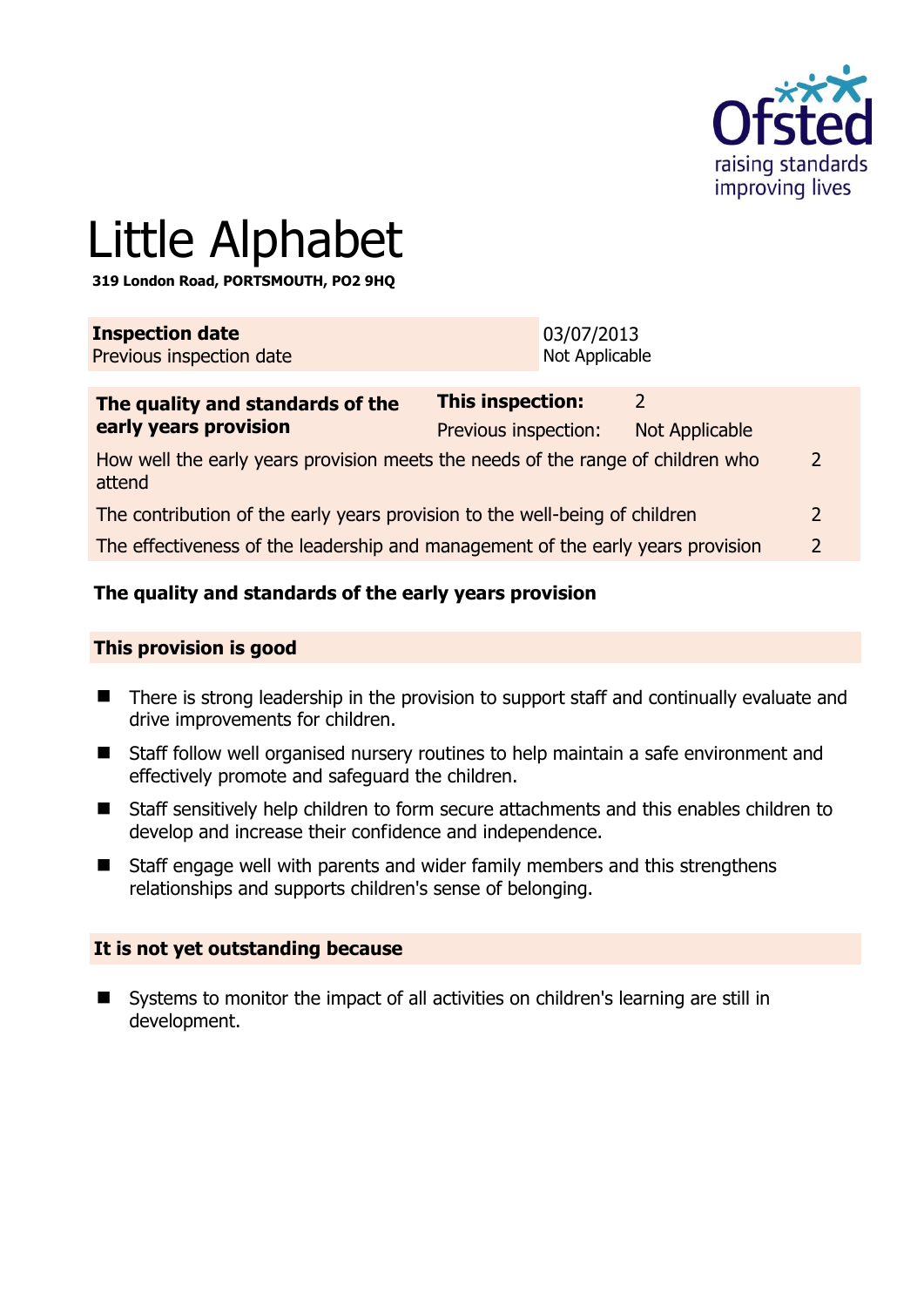# Little Alphabet

**319 London Road, PORTSMOUTH, PO2 9HQ**

| **Inspection date** | 03/07/2013 |
|---|---|
| Previous inspection date | Not Applicable |

| **The quality and standards of the early years provision** | **This inspection:** | 2 | |
|---|---|---|---|
| | Previous inspection: | Not Applicable | |
| How well the early years provision meets the needs of the range of children who attend | | | 2 |
| The contribution of the early years provision to the well-being of children | | | 2 |
| The effectiveness of the leadership and management of the early years provision | | | 2 |

## The quality and standards of the early years provision

### This provision is good

- There is strong leadership in the provision to support staff and continually evaluate and drive improvements for children.
- Staff follow well organised nursery routines to help maintain a safe environment and effectively promote and safeguard the children.
- Staff sensitively help children to form secure attachments and this enables children to develop and increase their confidence and independence.
- Staff engage well with parents and wider family members and this strengthens relationships and supports children's sense of belonging.

### It is not yet outstanding because

- Systems to monitor the impact of all activities on children's learning are still in development.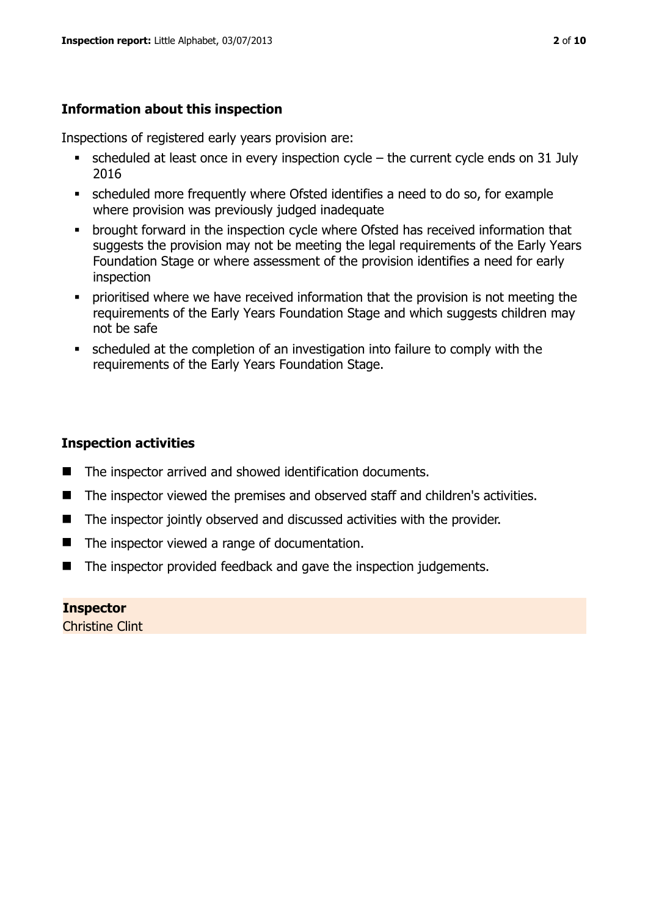## Information about this inspection

Inspections of registered early years provision are:

- scheduled at least once in every inspection cycle – the current cycle ends on 31 July 2016
- scheduled more frequently where Ofsted identifies a need to do so, for example where provision was previously judged inadequate
- brought forward in the inspection cycle where Ofsted has received information that suggests the provision may not be meeting the legal requirements of the Early Years Foundation Stage or where assessment of the provision identifies a need for early inspection
- prioritised where we have received information that the provision is not meeting the requirements of the Early Years Foundation Stage and which suggests children may not be safe
- scheduled at the completion of an investigation into failure to comply with the requirements of the Early Years Foundation Stage.

## Inspection activities

- The inspector arrived and showed identification documents.
- The inspector viewed the premises and observed staff and children's activities.
- The inspector jointly observed and discussed activities with the provider.
- The inspector viewed a range of documentation.
- The inspector provided feedback and gave the inspection judgements.

**Inspector**
Christine Clint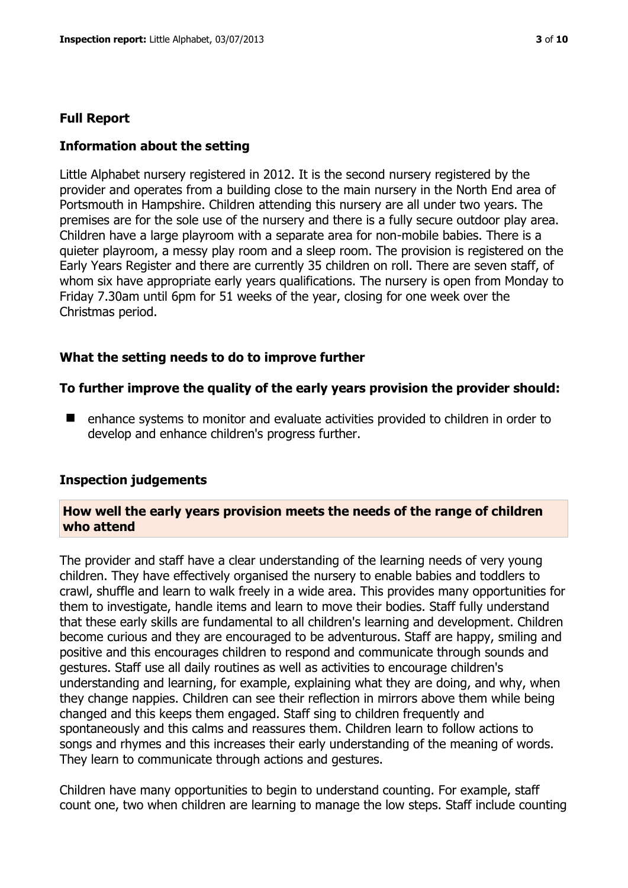## Full Report

### Information about the setting

Little Alphabet nursery registered in 2012. It is the second nursery registered by the provider and operates from a building close to the main nursery in the North End area of Portsmouth in Hampshire. Children attending this nursery are all under two years. The premises are for the sole use of the nursery and there is a fully secure outdoor play area. Children have a large playroom with a separate area for non-mobile babies. There is a quieter playroom, a messy play room and a sleep room. The provision is registered on the Early Years Register and there are currently 35 children on roll. There are seven staff, of whom six have appropriate early years qualifications. The nursery is open from Monday to Friday 7.30am until 6pm for 51 weeks of the year, closing for one week over the Christmas period.

### What the setting needs to do to improve further

**To further improve the quality of the early years provision the provider should:**

- enhance systems to monitor and evaluate activities provided to children in order to develop and enhance children's progress further.

### Inspection judgements

**How well the early years provision meets the needs of the range of children who attend**

The provider and staff have a clear understanding of the learning needs of very young children. They have effectively organised the nursery to enable babies and toddlers to crawl, shuffle and learn to walk freely in a wide area. This provides many opportunities for them to investigate, handle items and learn to move their bodies. Staff fully understand that these early skills are fundamental to all children's learning and development. Children become curious and they are encouraged to be adventurous. Staff are happy, smiling and positive and this encourages children to respond and communicate through sounds and gestures. Staff use all daily routines as well as activities to encourage children's understanding and learning, for example, explaining what they are doing, and why, when they change nappies. Children can see their reflection in mirrors above them while being changed and this keeps them engaged. Staff sing to children frequently and spontaneously and this calms and reassures them. Children learn to follow actions to songs and rhymes and this increases their early understanding of the meaning of words. They learn to communicate through actions and gestures.

Children have many opportunities to begin to understand counting. For example, staff count one, two when children are learning to manage the low steps. Staff include counting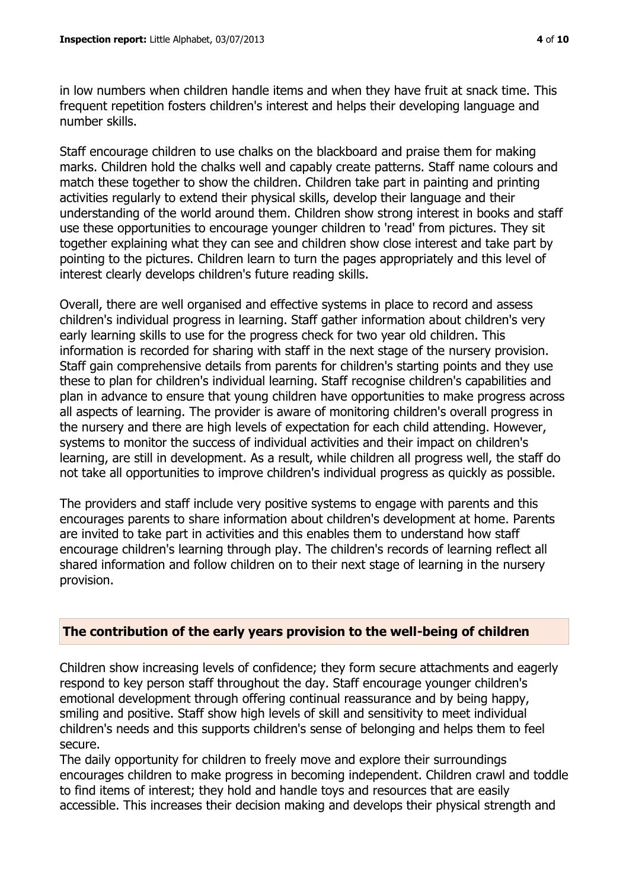in low numbers when children handle items and when they have fruit at snack time. This frequent repetition fosters children's interest and helps their developing language and number skills.

Staff encourage children to use chalks on the blackboard and praise them for making marks. Children hold the chalks well and capably create patterns. Staff name colours and match these together to show the children. Children take part in painting and printing activities regularly to extend their physical skills, develop their language and their understanding of the world around them. Children show strong interest in books and staff use these opportunities to encourage younger children to 'read' from pictures. They sit together explaining what they can see and children show close interest and take part by pointing to the pictures. Children learn to turn the pages appropriately and this level of interest clearly develops children's future reading skills.

Overall, there are well organised and effective systems in place to record and assess children's individual progress in learning. Staff gather information about children's very early learning skills to use for the progress check for two year old children. This information is recorded for sharing with staff in the next stage of the nursery provision. Staff gain comprehensive details from parents for children's starting points and they use these to plan for children's individual learning. Staff recognise children's capabilities and plan in advance to ensure that young children have opportunities to make progress across all aspects of learning. The provider is aware of monitoring children's overall progress in the nursery and there are high levels of expectation for each child attending. However, systems to monitor the success of individual activities and their impact on children's learning, are still in development. As a result, while children all progress well, the staff do not take all opportunities to improve children's individual progress as quickly as possible.

The providers and staff include very positive systems to engage with parents and this encourages parents to share information about children's development at home. Parents are invited to take part in activities and this enables them to understand how staff encourage children's learning through play. The children's records of learning reflect all shared information and follow children on to their next stage of learning in the nursery provision.

## The contribution of the early years provision to the well-being of children

Children show increasing levels of confidence; they form secure attachments and eagerly respond to key person staff throughout the day. Staff encourage younger children's emotional development through offering continual reassurance and by being happy, smiling and positive. Staff show high levels of skill and sensitivity to meet individual children's needs and this supports children's sense of belonging and helps them to feel secure.

The daily opportunity for children to freely move and explore their surroundings encourages children to make progress in becoming independent. Children crawl and toddle to find items of interest; they hold and handle toys and resources that are easily accessible. This increases their decision making and develops their physical strength and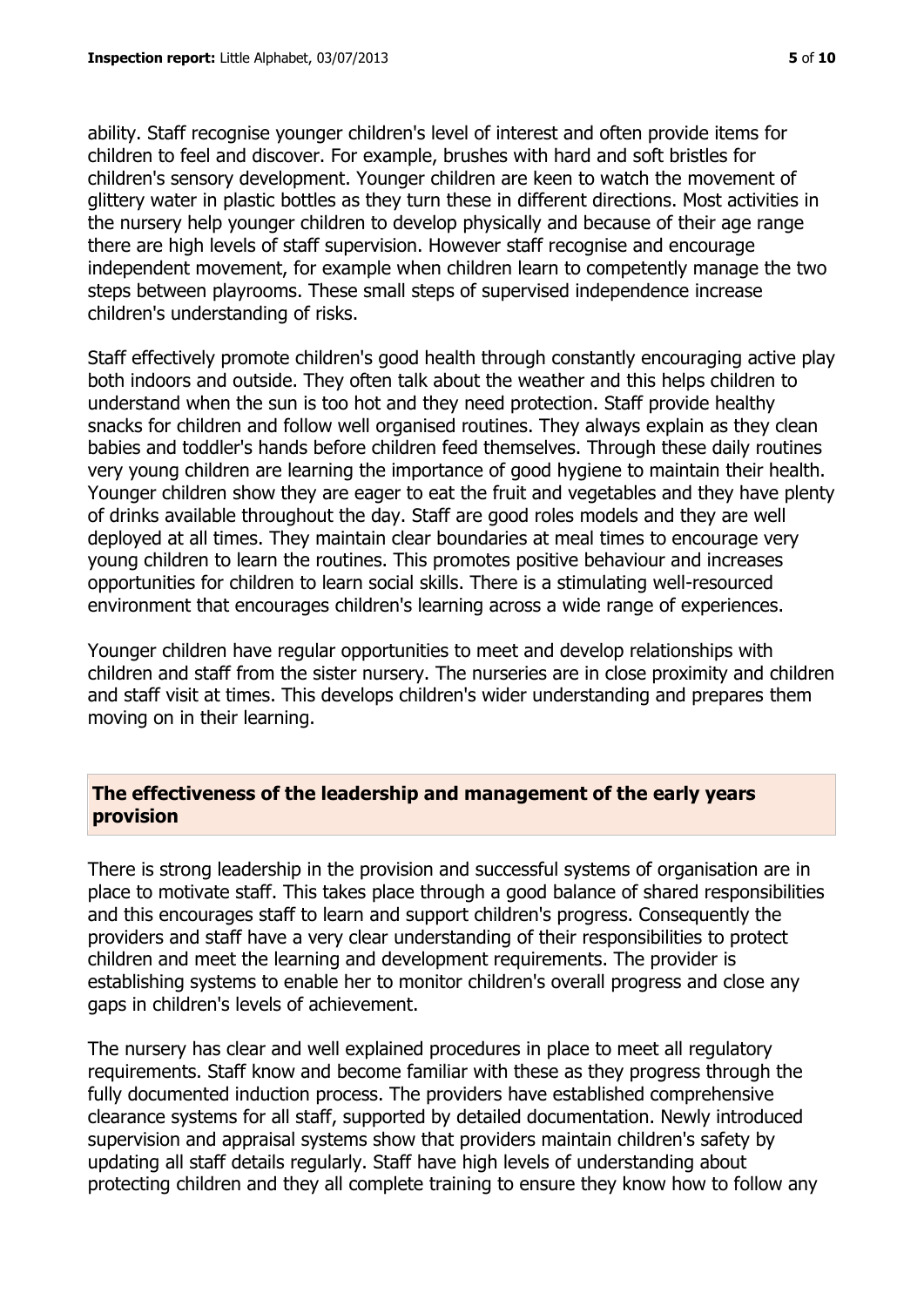ability. Staff recognise younger children's level of interest and often provide items for children to feel and discover. For example, brushes with hard and soft bristles for children's sensory development. Younger children are keen to watch the movement of glittery water in plastic bottles as they turn these in different directions. Most activities in the nursery help younger children to develop physically and because of their age range there are high levels of staff supervision. However staff recognise and encourage independent movement, for example when children learn to competently manage the two steps between playrooms. These small steps of supervised independence increase children's understanding of risks.

Staff effectively promote children's good health through constantly encouraging active play both indoors and outside. They often talk about the weather and this helps children to understand when the sun is too hot and they need protection. Staff provide healthy snacks for children and follow well organised routines. They always explain as they clean babies and toddler's hands before children feed themselves. Through these daily routines very young children are learning the importance of good hygiene to maintain their health. Younger children show they are eager to eat the fruit and vegetables and they have plenty of drinks available throughout the day. Staff are good roles models and they are well deployed at all times. They maintain clear boundaries at meal times to encourage very young children to learn the routines. This promotes positive behaviour and increases opportunities for children to learn social skills. There is a stimulating well-resourced environment that encourages children's learning across a wide range of experiences.

Younger children have regular opportunities to meet and develop relationships with children and staff from the sister nursery. The nurseries are in close proximity and children and staff visit at times. This develops children's wider understanding and prepares them moving on in their learning.

## The effectiveness of the leadership and management of the early years provision

There is strong leadership in the provision and successful systems of organisation are in place to motivate staff. This takes place through a good balance of shared responsibilities and this encourages staff to learn and support children's progress. Consequently the providers and staff have a very clear understanding of their responsibilities to protect children and meet the learning and development requirements. The provider is establishing systems to enable her to monitor children's overall progress and close any gaps in children's levels of achievement.

The nursery has clear and well explained procedures in place to meet all regulatory requirements. Staff know and become familiar with these as they progress through the fully documented induction process. The providers have established comprehensive clearance systems for all staff, supported by detailed documentation. Newly introduced supervision and appraisal systems show that providers maintain children's safety by updating all staff details regularly. Staff have high levels of understanding about protecting children and they all complete training to ensure they know how to follow any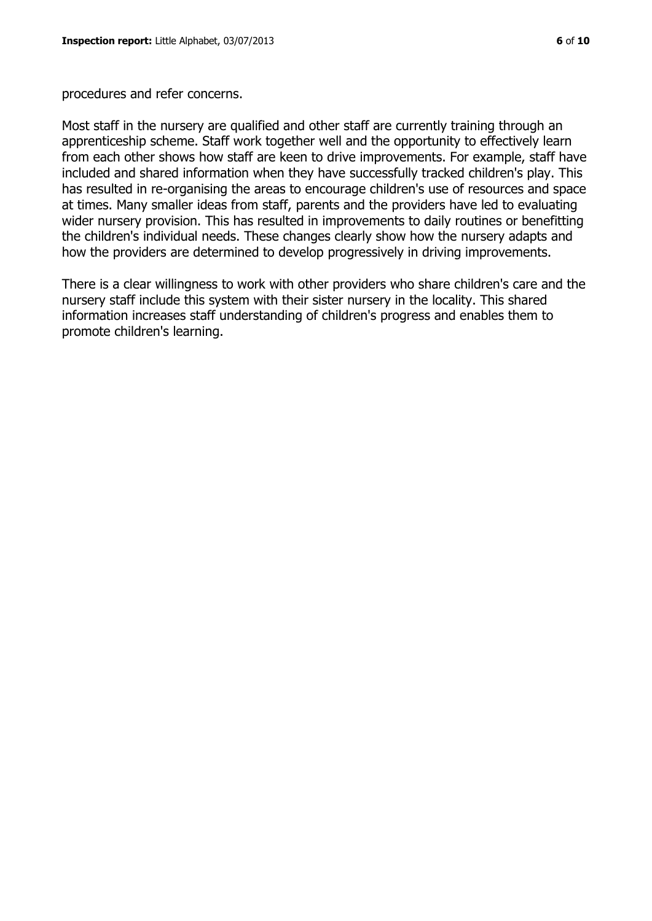procedures and refer concerns.

Most staff in the nursery are qualified and other staff are currently training through an apprenticeship scheme. Staff work together well and the opportunity to effectively learn from each other shows how staff are keen to drive improvements. For example, staff have included and shared information when they have successfully tracked children's play. This has resulted in re-organising the areas to encourage children's use of resources and space at times. Many smaller ideas from staff, parents and the providers have led to evaluating wider nursery provision. This has resulted in improvements to daily routines or benefitting the children's individual needs. These changes clearly show how the nursery adapts and how the providers are determined to develop progressively in driving improvements.

There is a clear willingness to work with other providers who share children's care and the nursery staff include this system with their sister nursery in the locality. This shared information increases staff understanding of children's progress and enables them to promote children's learning.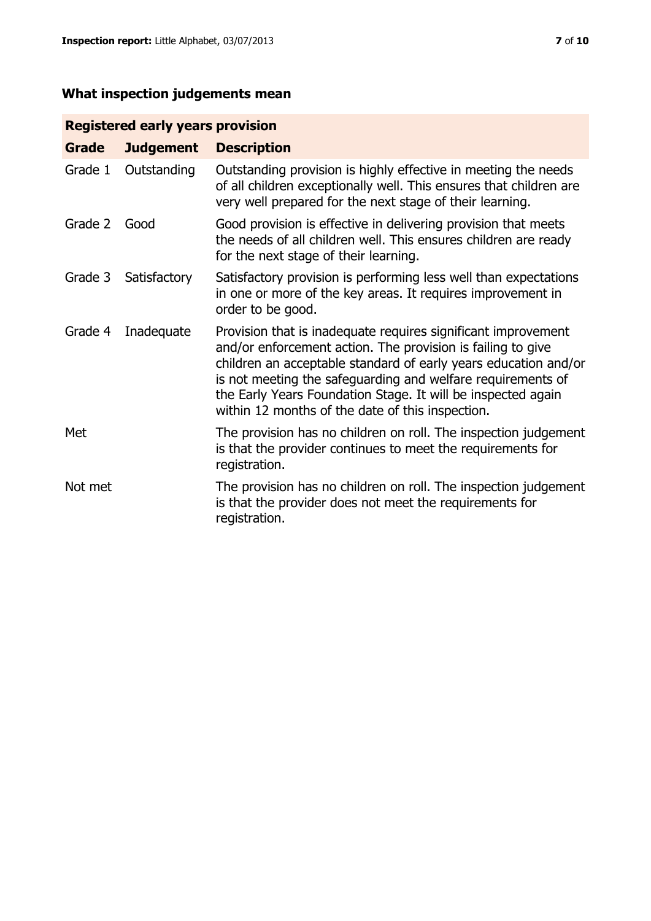## What inspection judgements mean

| Registered early years provision | | |
|---|---|---|
| **Grade** | **Judgement** | **Description** |
| Grade 1 | Outstanding | Outstanding provision is highly effective in meeting the needs of all children exceptionally well. This ensures that children are very well prepared for the next stage of their learning. |
| Grade 2 | Good | Good provision is effective in delivering provision that meets the needs of all children well. This ensures children are ready for the next stage of their learning. |
| Grade 3 | Satisfactory | Satisfactory provision is performing less well than expectations in one or more of the key areas. It requires improvement in order to be good. |
| Grade 4 | Inadequate | Provision that is inadequate requires significant improvement and/or enforcement action. The provision is failing to give children an acceptable standard of early years education and/or is not meeting the safeguarding and welfare requirements of the Early Years Foundation Stage. It will be inspected again within 12 months of the date of this inspection. |
| Met | | The provision has no children on roll. The inspection judgement is that the provider continues to meet the requirements for registration. |
| Not met | | The provision has no children on roll. The inspection judgement is that the provider does not meet the requirements for registration. |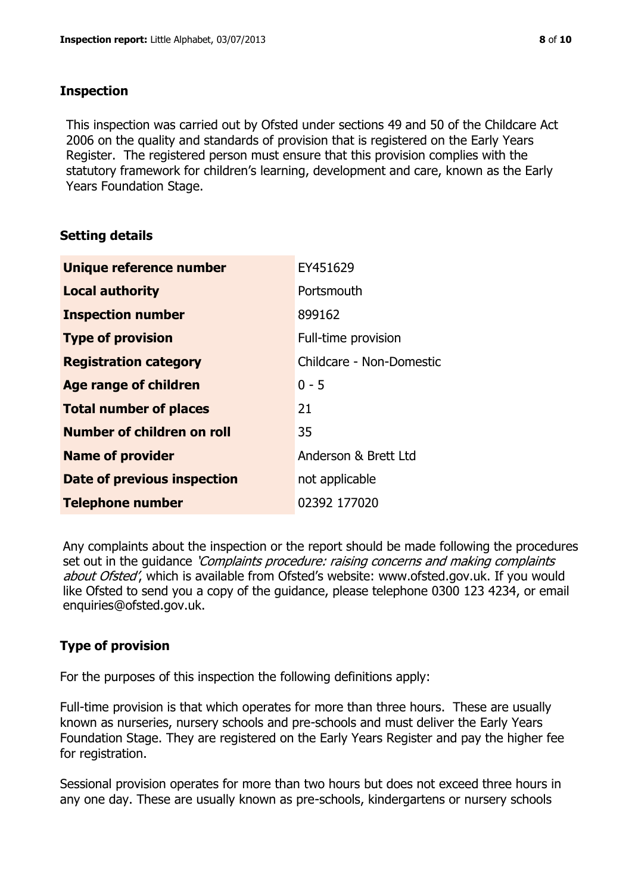## Inspection

This inspection was carried out by Ofsted under sections 49 and 50 of the Childcare Act 2006 on the quality and standards of provision that is registered on the Early Years Register. The registered person must ensure that this provision complies with the statutory framework for children's learning, development and care, known as the Early Years Foundation Stage.

## Setting details

| | |
|---|---|
| **Unique reference number** | EY451629 |
| **Local authority** | Portsmouth |
| **Inspection number** | 899162 |
| **Type of provision** | Full-time provision |
| **Registration category** | Childcare - Non-Domestic |
| **Age range of children** | 0 - 5 |
| **Total number of places** | 21 |
| **Number of children on roll** | 35 |
| **Name of provider** | Anderson & Brett Ltd |
| **Date of previous inspection** | not applicable |
| **Telephone number** | 02392 177020 |

Any complaints about the inspection or the report should be made following the procedures set out in the guidance *'Complaints procedure: raising concerns and making complaints about Ofsted'*, which is available from Ofsted's website: www.ofsted.gov.uk. If you would like Ofsted to send you a copy of the guidance, please telephone 0300 123 4234, or email enquiries@ofsted.gov.uk.

## Type of provision

For the purposes of this inspection the following definitions apply:

Full-time provision is that which operates for more than three hours. These are usually known as nurseries, nursery schools and pre-schools and must deliver the Early Years Foundation Stage. They are registered on the Early Years Register and pay the higher fee for registration.

Sessional provision operates for more than two hours but does not exceed three hours in any one day. These are usually known as pre-schools, kindergartens or nursery schools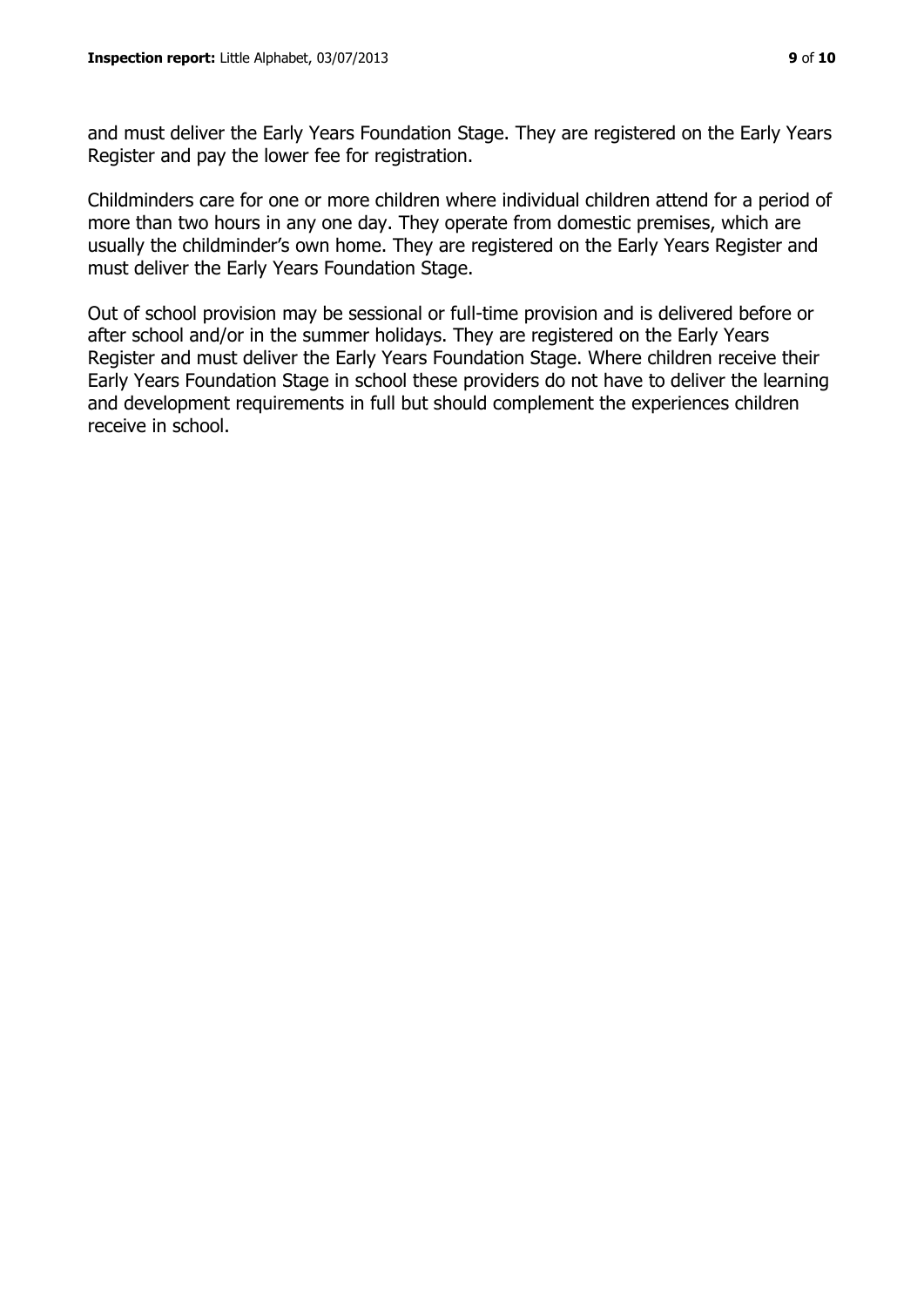and must deliver the Early Years Foundation Stage. They are registered on the Early Years Register and pay the lower fee for registration.

Childminders care for one or more children where individual children attend for a period of more than two hours in any one day. They operate from domestic premises, which are usually the childminder's own home. They are registered on the Early Years Register and must deliver the Early Years Foundation Stage.

Out of school provision may be sessional or full-time provision and is delivered before or after school and/or in the summer holidays. They are registered on the Early Years Register and must deliver the Early Years Foundation Stage. Where children receive their Early Years Foundation Stage in school these providers do not have to deliver the learning and development requirements in full but should complement the experiences children receive in school.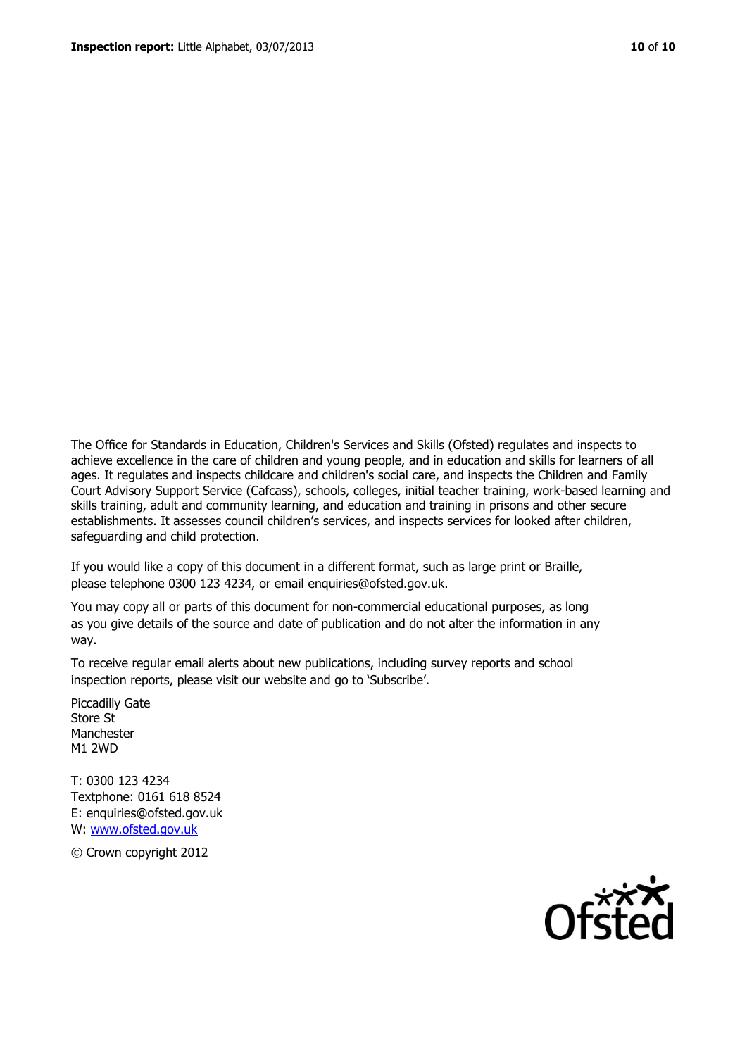The Office for Standards in Education, Children's Services and Skills (Ofsted) regulates and inspects to achieve excellence in the care of children and young people, and in education and skills for learners of all ages. It regulates and inspects childcare and children's social care, and inspects the Children and Family Court Advisory Support Service (Cafcass), schools, colleges, initial teacher training, work-based learning and skills training, adult and community learning, and education and training in prisons and other secure establishments. It assesses council children's services, and inspects services for looked after children, safeguarding and child protection.

If you would like a copy of this document in a different format, such as large print or Braille, please telephone 0300 123 4234, or email enquiries@ofsted.gov.uk.

You may copy all or parts of this document for non-commercial educational purposes, as long as you give details of the source and date of publication and do not alter the information in any way.

To receive regular email alerts about new publications, including survey reports and school inspection reports, please visit our website and go to 'Subscribe'.

Piccadilly Gate
Store St
Manchester
M1 2WD

T: 0300 123 4234
Textphone: 0161 618 8524
E: enquiries@ofsted.gov.uk
W: www.ofsted.gov.uk

© Crown copyright 2012

Ofsted